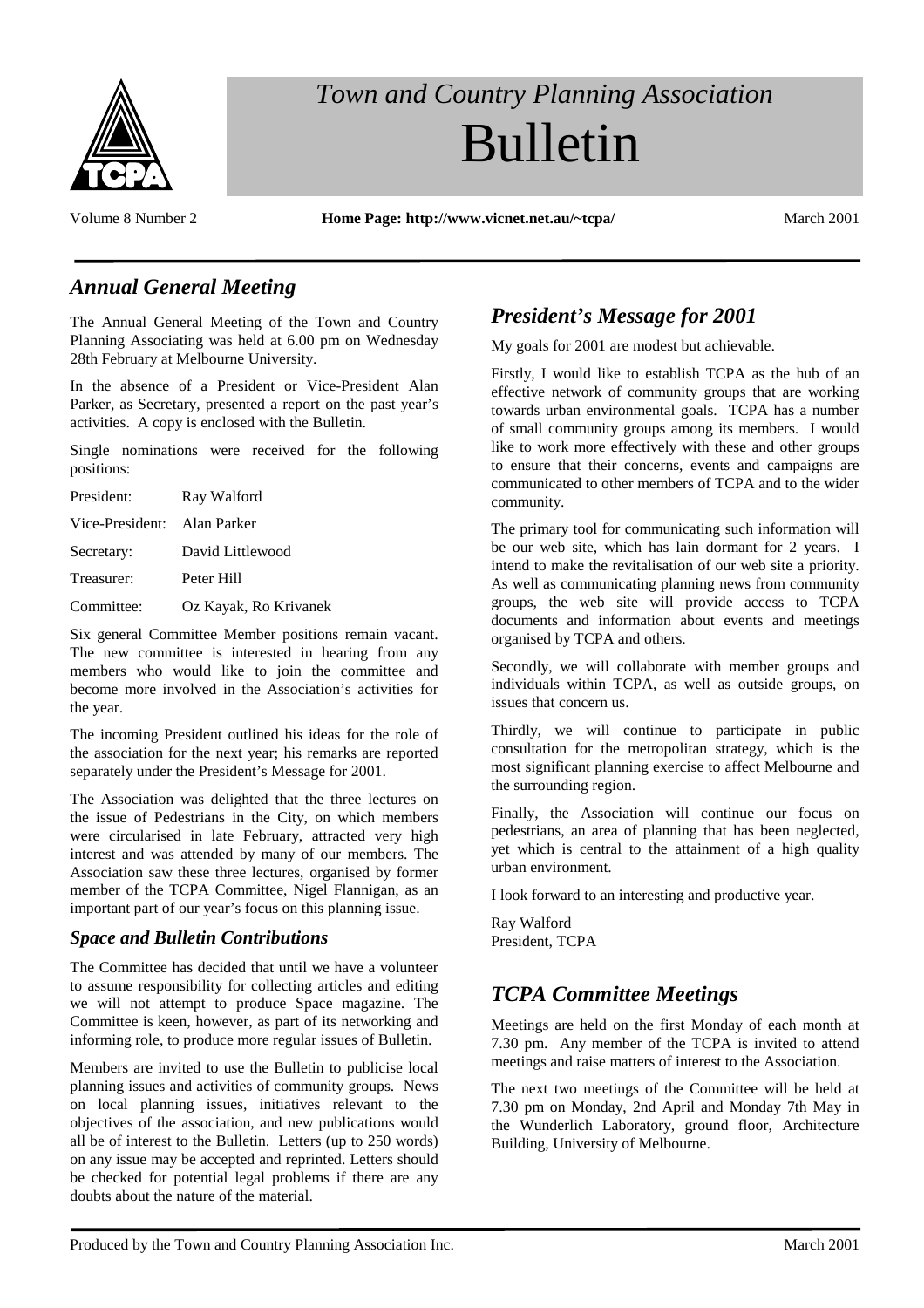# *Town and Country Planning Association*

# Bulletin

Volume 8 Number 2 **Home Page: http://www.vicnet.net.au/~tcpa/** March 2001

## *Annual General Meeting*

The Annual General Meeting of the Town and Country Planning Associating was held at 6.00 pm on Wednesday 28th February at Melbourne University.

In the absence of a President or Vice-President Alan Parker, as Secretary, presented a report on the past year's activities. A copy is enclosed with the Bulletin.

Single nominations were received for the following positions:

| | |
|---|---|
| President: | Ray Walford |
| Vice-President: | Alan Parker |
| Secretary: | David Littlewood |
| Treasurer: | Peter Hill |
| Committee: | Oz Kayak, Ro Krivanek |

Six general Committee Member positions remain vacant. The new committee is interested in hearing from any members who would like to join the committee and become more involved in the Association's activities for the year.

The incoming President outlined his ideas for the role of the association for the next year; his remarks are reported separately under the President's Message for 2001.

The Association was delighted that the three lectures on the issue of Pedestrians in the City, on which members were circularised in late February, attracted very high interest and was attended by many of our members. The Association saw these three lectures, organised by former member of the TCPA Committee, Nigel Flannigan, as an important part of our year's focus on this planning issue.

### *Space and Bulletin Contributions*

The Committee has decided that until we have a volunteer to assume responsibility for collecting articles and editing we will not attempt to produce Space magazine. The Committee is keen, however, as part of its networking and informing role, to produce more regular issues of Bulletin.

Members are invited to use the Bulletin to publicise local planning issues and activities of community groups. News on local planning issues, initiatives relevant to the objectives of the association, and new publications would all be of interest to the Bulletin. Letters (up to 250 words) on any issue may be accepted and reprinted. Letters should be checked for potential legal problems if there are any doubts about the nature of the material.

## *President's Message for 2001*

My goals for 2001 are modest but achievable.

Firstly, I would like to establish TCPA as the hub of an effective network of community groups that are working towards urban environmental goals. TCPA has a number of small community groups among its members. I would like to work more effectively with these and other groups to ensure that their concerns, events and campaigns are communicated to other members of TCPA and to the wider community.

The primary tool for communicating such information will be our web site, which has lain dormant for 2 years. I intend to make the revitalisation of our web site a priority. As well as communicating planning news from community groups, the web site will provide access to TCPA documents and information about events and meetings organised by TCPA and others.

Secondly, we will collaborate with member groups and individuals within TCPA, as well as outside groups, on issues that concern us.

Thirdly, we will continue to participate in public consultation for the metropolitan strategy, which is the most significant planning exercise to affect Melbourne and the surrounding region.

Finally, the Association will continue our focus on pedestrians, an area of planning that has been neglected, yet which is central to the attainment of a high quality urban environment.

I look forward to an interesting and productive year.

Ray Walford  
President, TCPA

## *TCPA Committee Meetings*

Meetings are held on the first Monday of each month at 7.30 pm. Any member of the TCPA is invited to attend meetings and raise matters of interest to the Association.

The next two meetings of the Committee will be held at 7.30 pm on Monday, 2nd April and Monday 7th May in the Wunderlich Laboratory, ground floor, Architecture Building, University of Melbourne.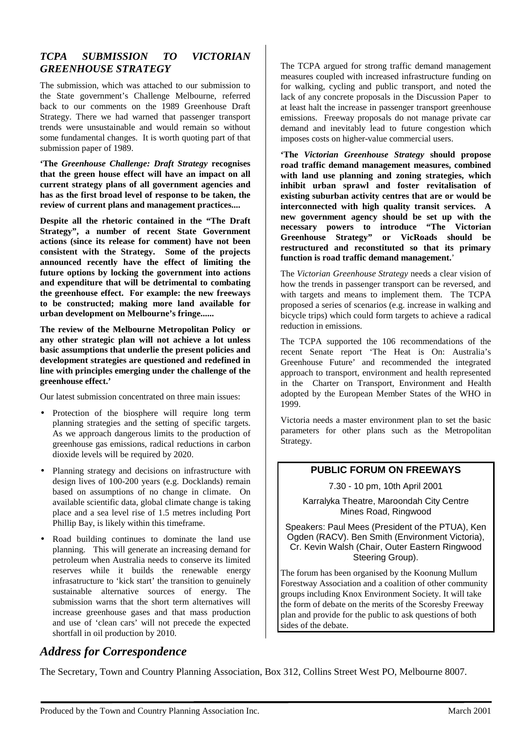### *TCPA SUBMISSION TO VICTORIAN GREENHOUSE STRATEGY*

The submission, which was attached to our submission to the State government's Challenge Melbourne, referred back to our comments on the 1989 Greenhouse Draft Strategy. There we had warned that passenger transport trends were unsustainable and would remain so without some fundamental changes. It is worth quoting part of that submission paper of 1989.

**'The *Greenhouse Challenge: Draft Strategy* recognises that the green house effect will have an impact on all current strategy plans of all government agencies and has as the first broad level of response to be taken, the review of current plans and management practices....**

**Despite all the rhetoric contained in the "The Draft Strategy", a number of recent State Government actions (since its release for comment) have not been consistent with the Strategy. Some of the projects announced recently have the effect of limiting the future options by locking the government into actions and expenditure that will be detrimental to combating the greenhouse effect. For example: the new freeways to be constructed; making more land available for urban development on Melbourne's fringe......**

**The review of the Melbourne Metropolitan Policy or any other strategic plan will not achieve a lot unless basic assumptions that underlie the present policies and development strategies are questioned and redefined in line with principles emerging under the challenge of the greenhouse effect.'**

Our latest submission concentrated on three main issues:

- Protection of the biosphere will require long term planning strategies and the setting of specific targets. As we approach dangerous limits to the production of greenhouse gas emissions, radical reductions in carbon dioxide levels will be required by 2020.
- Planning strategy and decisions on infrastructure with design lives of 100-200 years (e.g. Docklands) remain based on assumptions of no change in climate. On available scientific data, global climate change is taking place and a sea level rise of 1.5 metres including Port Phillip Bay, is likely within this timeframe.
- Road building continues to dominate the land use planning. This will generate an increasing demand for petroleum when Australia needs to conserve its limited reserves while it builds the renewable energy infrasatructure to 'kick start' the transition to genuinely sustainable alternative sources of energy. The submission warns that the short term alternatives will increase greenhouse gases and that mass production and use of 'clean cars' will not precede the expected shortfall in oil production by 2010.

The TCPA argued for strong traffic demand management measures coupled with increased infrastructure funding on for walking, cycling and public transport, and noted the lack of any concrete proposals in the Discussion Paper to at least halt the increase in passenger transport greenhouse emissions. Freeway proposals do not manage private car demand and inevitably lead to future congestion which imposes costs on higher-value commercial users.

**'The *Victorian Greenhouse Strategy* should propose road traffic demand management measures, combined with land use planning and zoning strategies, which inhibit urban sprawl and foster revitalisation of existing suburban activity centres that are or would be interconnected with high quality transit services. A new government agency should be set up with the necessary powers to introduce "The Victorian Greenhouse Strategy" or VicRoads should be restructured and reconstituted so that its primary function is road traffic demand management.'**

The *Victorian Greenhouse Strategy* needs a clear vision of how the trends in passenger transport can be reversed, and with targets and means to implement them. The TCPA proposed a series of scenarios (e.g. increase in walking and bicycle trips) which could form targets to achieve a radical reduction in emissions.

The TCPA supported the 106 recommendations of the recent Senate report 'The Heat is On: Australia's Greenhouse Future' and recommended the integrated approach to transport, environment and health represented in the Charter on Transport, Environment and Health adopted by the European Member States of the WHO in 1999.

Victoria needs a master environment plan to set the basic parameters for other plans such as the Metropolitan Strategy.

**PUBLIC FORUM ON FREEWAYS**

7.30 - 10 pm, 10th April 2001

Karralyka Theatre, Maroondah City Centre
Mines Road, Ringwood

Speakers: Paul Mees (President of the PTUA), Ken Ogden (RACV). Ben Smith (Environment Victoria), Cr. Kevin Walsh (Chair, Outer Eastern Ringwood Steering Group).

The forum has been organised by the Koonung Mullum Forestway Association and a coalition of other community groups including Knox Environment Society. It will take the form of debate on the merits of the Scoresby Freeway plan and provide for the public to ask questions of both sides of the debate.

## *Address for Correspondence*

The Secretary, Town and Country Planning Association, Box 312, Collins Street West PO, Melbourne 8007.

Produced by the Town and Country Planning Association Inc. March 2001